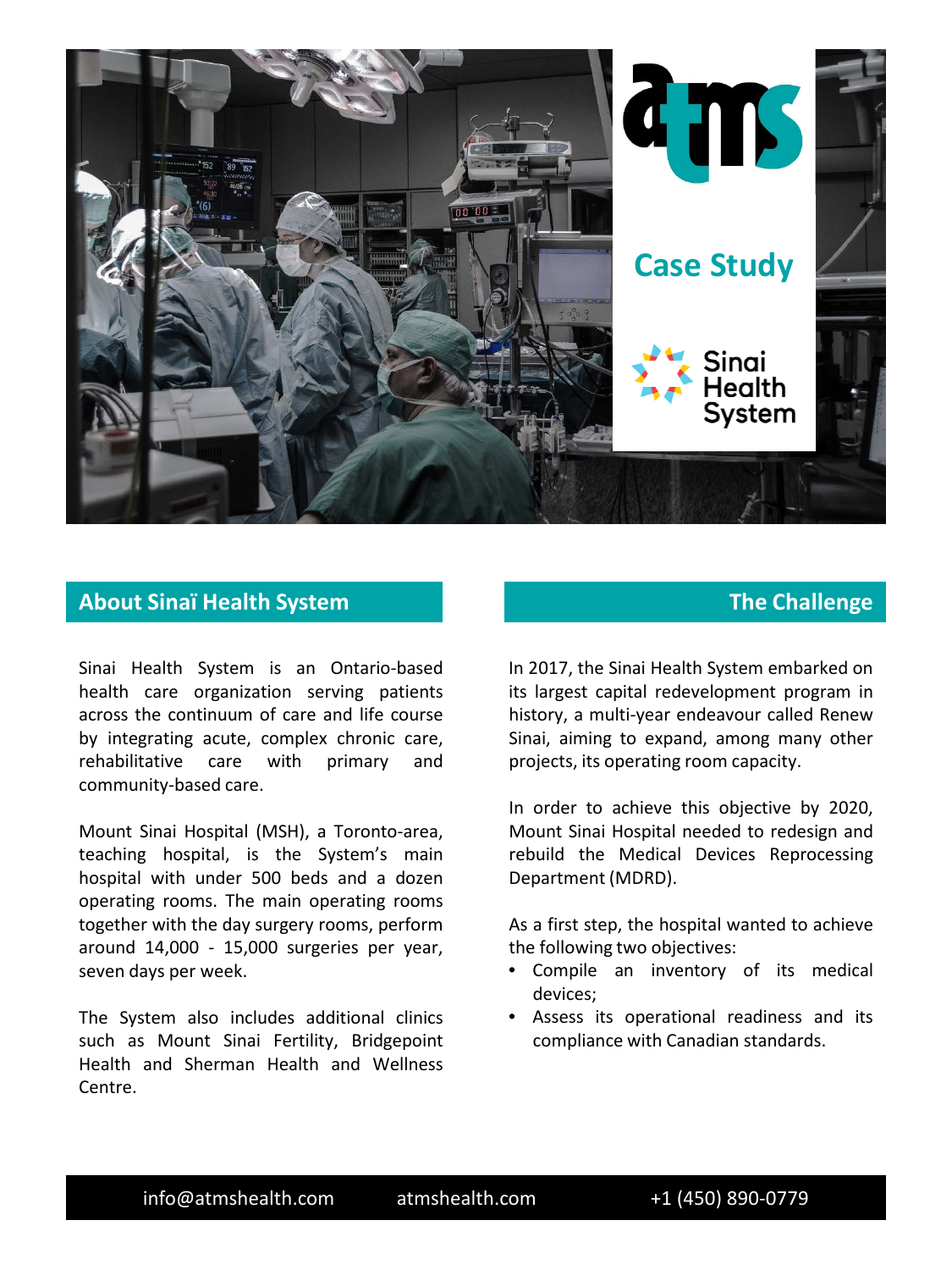# atms

## Case Study

Sinai Health System

## About Sinaï Health System

Sinai Health System is an Ontario-based health care organization serving patients across the continuum of care and life course by integrating acute, complex chronic care, rehabilitative care with primary and community-based care.

Mount Sinai Hospital (MSH), a Toronto-area, teaching hospital, is the System's main hospital with under 500 beds and a dozen operating rooms. The main operating rooms together with the day surgery rooms, perform around 14,000 - 15,000 surgeries per year, seven days per week.

The System also includes additional clinics such as Mount Sinai Fertility, Bridgepoint Health and Sherman Health and Wellness Centre.

## The Challenge

In 2017, the Sinai Health System embarked on its largest capital redevelopment program in history, a multi-year endeavour called Renew Sinai, aiming to expand, among many other projects, its operating room capacity.

In order to achieve this objective by 2020, Mount Sinai Hospital needed to redesign and rebuild the Medical Devices Reprocessing Department (MDRD).

As a first step, the hospital wanted to achieve the following two objectives:

- Compile an inventory of its medical devices;
- Assess its operational readiness and its compliance with Canadian standards.

info@atmshealth.com atmshealth.com +1 (450) 890-0779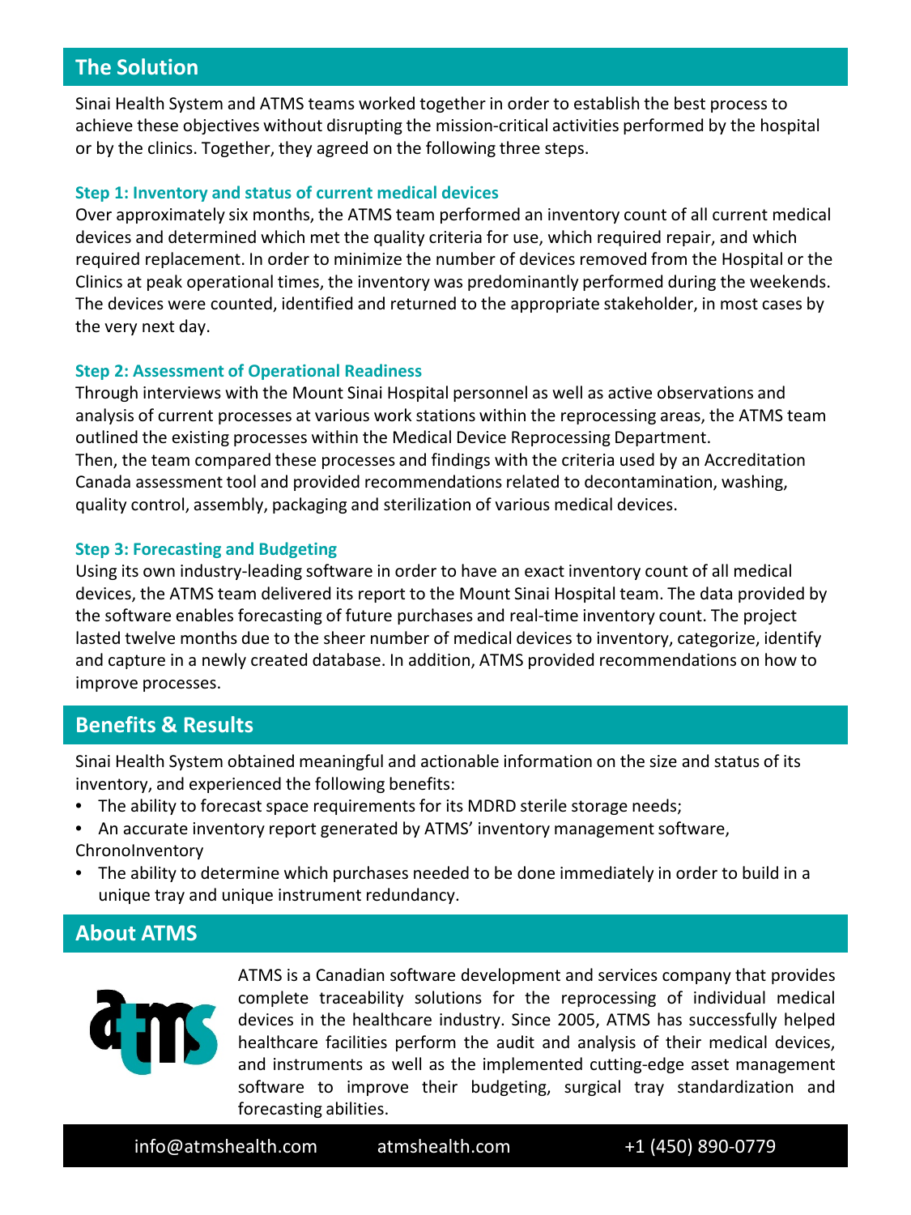## The Solution

Sinai Health System and ATMS teams worked together in order to establish the best process to achieve these objectives without disrupting the mission-critical activities performed by the hospital or by the clinics. Together, they agreed on the following three steps.

### Step 1: Inventory and status of current medical devices

Over approximately six months, the ATMS team performed an inventory count of all current medical devices and determined which met the quality criteria for use, which required repair, and which required replacement. In order to minimize the number of devices removed from the Hospital or the Clinics at peak operational times, the inventory was predominantly performed during the weekends. The devices were counted, identified and returned to the appropriate stakeholder, in most cases by the very next day.

### Step 2: Assessment of Operational Readiness

Through interviews with the Mount Sinai Hospital personnel as well as active observations and analysis of current processes at various work stations within the reprocessing areas, the ATMS team outlined the existing processes within the Medical Device Reprocessing Department.
Then, the team compared these processes and findings with the criteria used by an Accreditation Canada assessment tool and provided recommendations related to decontamination, washing, quality control, assembly, packaging and sterilization of various medical devices.

### Step 3: Forecasting and Budgeting

Using its own industry-leading software in order to have an exact inventory count of all medical devices, the ATMS team delivered its report to the Mount Sinai Hospital team. The data provided by the software enables forecasting of future purchases and real-time inventory count. The project lasted twelve months due to the sheer number of medical devices to inventory, categorize, identify and capture in a newly created database. In addition, ATMS provided recommendations on how to improve processes.

## Benefits & Results

Sinai Health System obtained meaningful and actionable information on the size and status of its inventory, and experienced the following benefits:

- The ability to forecast space requirements for its MDRD sterile storage needs;
- An accurate inventory report generated by ATMS' inventory management software, ChronoInventory
- The ability to determine which purchases needed to be done immediately in order to build in a unique tray and unique instrument redundancy.

## About ATMS

ATMS is a Canadian software development and services company that provides complete traceability solutions for the reprocessing of individual medical devices in the healthcare industry. Since 2005, ATMS has successfully helped healthcare facilities perform the audit and analysis of their medical devices, and instruments as well as the implemented cutting-edge asset management software to improve their budgeting, surgical tray standardization and forecasting abilities.

info@atmshealth.com atmshealth.com +1 (450) 890-0779